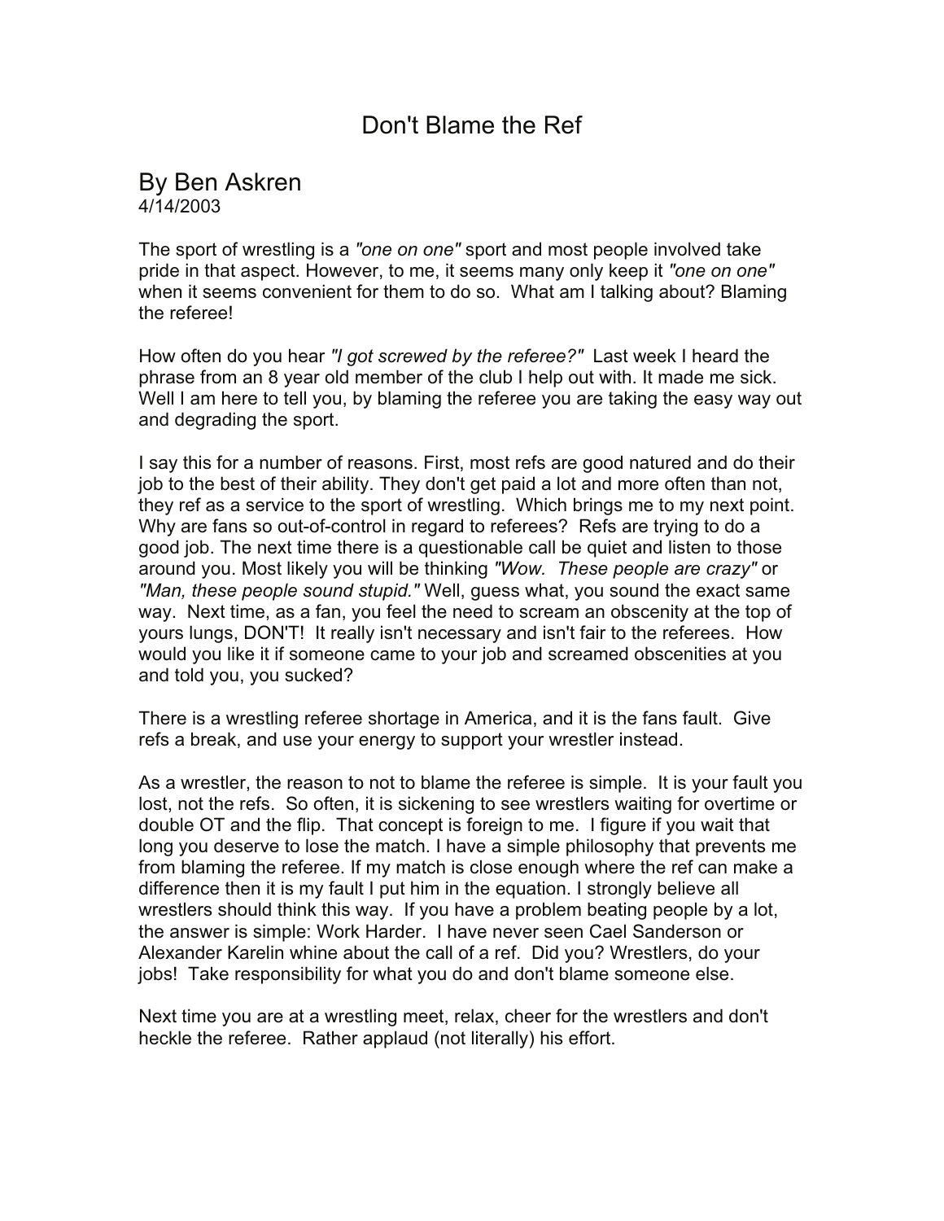# Don't Blame the Ref

## By Ben Askren

4/14/2003

The sport of wrestling is a *"one on one"* sport and most people involved take pride in that aspect. However, to me, it seems many only keep it *"one on one"* when it seems convenient for them to do so. What am I talking about? Blaming the referee!

How often do you hear *"I got screwed by the referee?"* Last week I heard the phrase from an 8 year old member of the club I help out with. It made me sick. Well I am here to tell you, by blaming the referee you are taking the easy way out and degrading the sport.

I say this for a number of reasons. First, most refs are good natured and do their job to the best of their ability. They don't get paid a lot and more often than not, they ref as a service to the sport of wrestling. Which brings me to my next point. Why are fans so out-of-control in regard to referees? Refs are trying to do a good job. The next time there is a questionable call be quiet and listen to those around you. Most likely you will be thinking *"Wow. These people are crazy"* or *"Man, these people sound stupid."* Well, guess what, you sound the exact same way. Next time, as a fan, you feel the need to scream an obscenity at the top of yours lungs, DON'T! It really isn't necessary and isn't fair to the referees. How would you like it if someone came to your job and screamed obscenities at you and told you, you sucked?

There is a wrestling referee shortage in America, and it is the fans fault. Give refs a break, and use your energy to support your wrestler instead.

As a wrestler, the reason to not to blame the referee is simple. It is your fault you lost, not the refs. So often, it is sickening to see wrestlers waiting for overtime or double OT and the flip. That concept is foreign to me. I figure if you wait that long you deserve to lose the match. I have a simple philosophy that prevents me from blaming the referee. If my match is close enough where the ref can make a difference then it is my fault I put him in the equation. I strongly believe all wrestlers should think this way. If you have a problem beating people by a lot, the answer is simple: Work Harder. I have never seen Cael Sanderson or Alexander Karelin whine about the call of a ref. Did you? Wrestlers, do your jobs! Take responsibility for what you do and don't blame someone else.

Next time you are at a wrestling meet, relax, cheer for the wrestlers and don't heckle the referee. Rather applaud (not literally) his effort.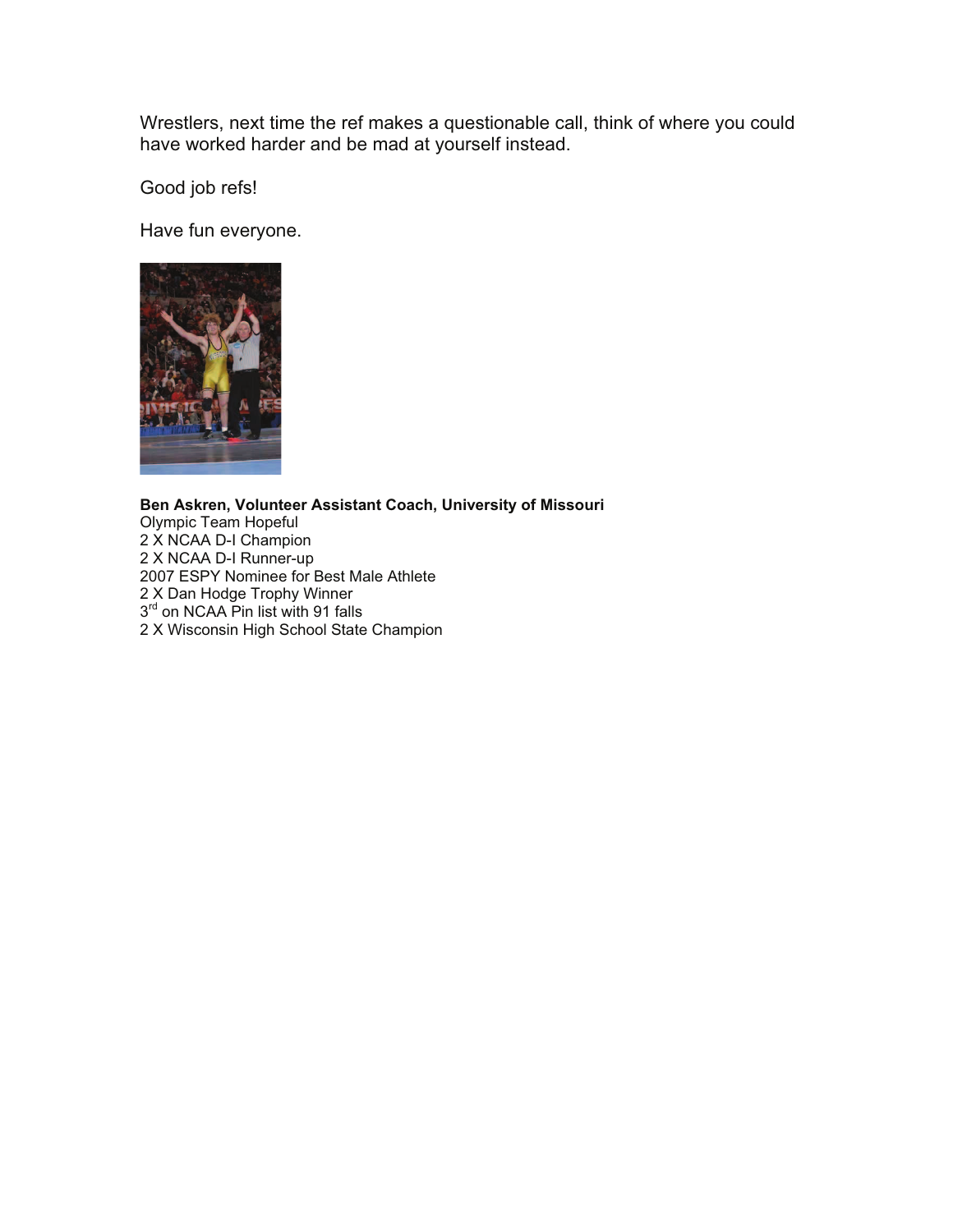Wrestlers, next time the ref makes a questionable call, think of where you could have worked harder and be mad at yourself instead.

Good job refs!

Have fun everyone.

**Ben Askren, Volunteer Assistant Coach, University of Missouri**
Olympic Team Hopeful
2 X NCAA D-I Champion
2 X NCAA D-I Runner-up
2007 ESPY Nominee for Best Male Athlete
2 X Dan Hodge Trophy Winner
3rd on NCAA Pin list with 91 falls
2 X Wisconsin High School State Champion